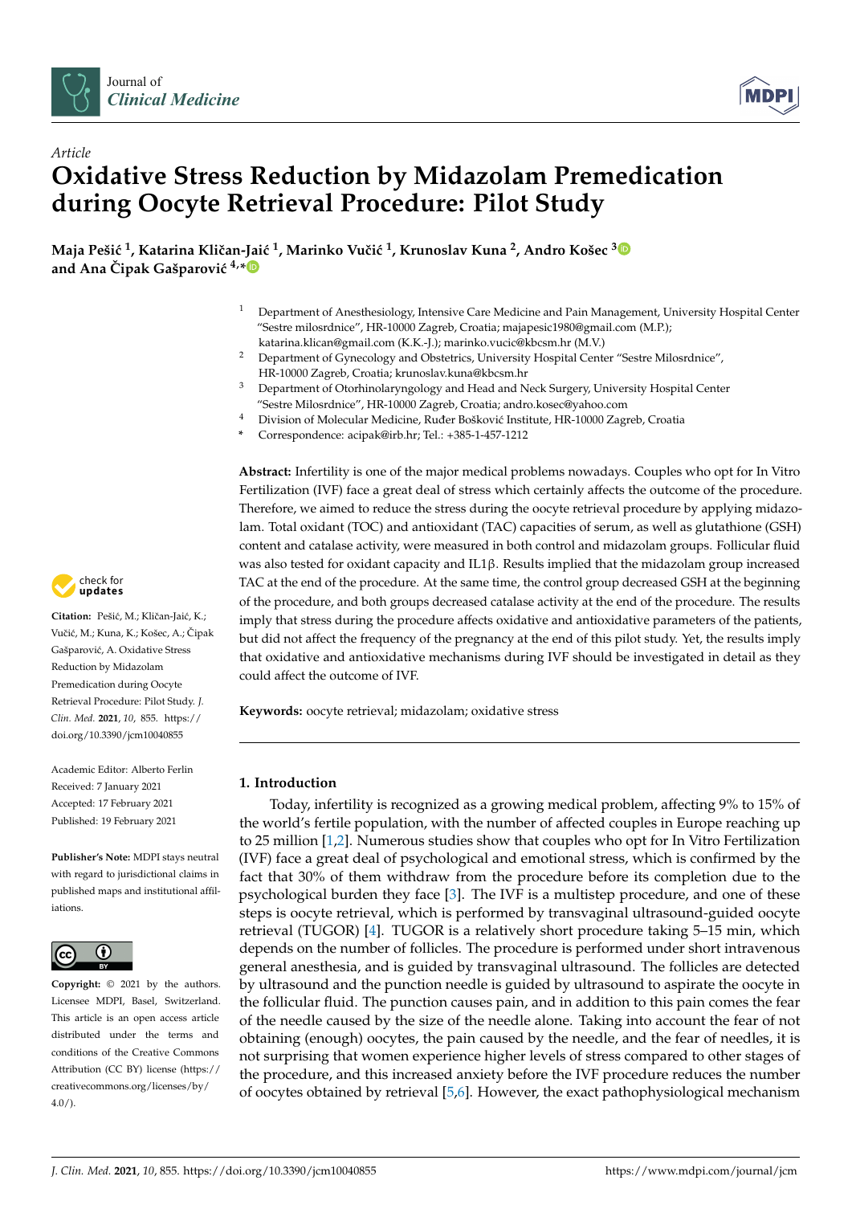*Article*

# Oxidative Stress Reduction by Midazolam Premedication during Oocyte Retrieval Procedure: Pilot Study

**Maja Pešić [1], Katarina Kličan-Jaić [1], Marinko Vučić [1], Krunoslav Kuna [2], Andro Košec [3] and Ana Čipak Gašparović [4,*]**

[1] Department of Anesthesiology, Intensive Care Medicine and Pain Management, University Hospital Center "Sestre milosrdnice", HR-10000 Zagreb, Croatia; majapesic1980@gmail.com (M.P.); katarina.klican@gmail.com (K.K.-J.); marinko.vucic@kbcsm.hr (M.V.)

[2] Department of Gynecology and Obstetrics, University Hospital Center "Sestre Milosrdnice", HR-10000 Zagreb, Croatia; krunoslav.kuna@kbcsm.hr

[3] Department of Otorhinolaryngology and Head and Neck Surgery, University Hospital Center "Sestre Milosrdnice", HR-10000 Zagreb, Croatia; andro.kosec@yahoo.com

[4] Division of Molecular Medicine, Ruđer Bošković Institute, HR-10000 Zagreb, Croatia

\* Correspondence: acipak@irb.hr; Tel.: +385-1-457-1212

**Citation:** Pešić, M.; Kličan-Jaić, K.; Vučić, M.; Kuna, K.; Košec, A.; Čipak Gašparović, A. Oxidative Stress Reduction by Midazolam Premedication during Oocyte Retrieval Procedure: Pilot Study. *J. Clin. Med.* **2021**, *10*, 855. https://doi.org/10.3390/jcm10040855

Academic Editor: Alberto Ferlin

Received: 7 January 2021
Accepted: 17 February 2021
Published: 19 February 2021

**Publisher's Note:** MDPI stays neutral with regard to jurisdictional claims in published maps and institutional affiliations.

**Copyright:** © 2021 by the authors. Licensee MDPI, Basel, Switzerland. This article is an open access article distributed under the terms and conditions of the Creative Commons Attribution (CC BY) license (https://creativecommons.org/licenses/by/4.0/).

**Abstract:** Infertility is one of the major medical problems nowadays. Couples who opt for In Vitro Fertilization (IVF) face a great deal of stress which certainly affects the outcome of the procedure. Therefore, we aimed to reduce the stress during the oocyte retrieval procedure by applying midazolam. Total oxidant (TOC) and antioxidant (TAC) capacities of serum, as well as glutathione (GSH) content and catalase activity, were measured in both control and midazolam groups. Follicular fluid was also tested for oxidant capacity and IL1β. Results implied that the midazolam group increased TAC at the end of the procedure. At the same time, the control group decreased GSH at the beginning of the procedure, and both groups decreased catalase activity at the end of the procedure. The results imply that stress during the procedure affects oxidative and antioxidative parameters of the patients, but did not affect the frequency of the pregnancy at the end of this pilot study. Yet, the results imply that oxidative and antioxidative mechanisms during IVF should be investigated in detail as they could affect the outcome of IVF.

**Keywords:** oocyte retrieval; midazolam; oxidative stress

## 1. Introduction

Today, infertility is recognized as a growing medical problem, affecting 9% to 15% of the world's fertile population, with the number of affected couples in Europe reaching up to 25 million [1,2]. Numerous studies show that couples who opt for In Vitro Fertilization (IVF) face a great deal of psychological and emotional stress, which is confirmed by the fact that 30% of them withdraw from the procedure before its completion due to the psychological burden they face [3]. The IVF is a multistep procedure, and one of these steps is oocyte retrieval, which is performed by transvaginal ultrasound-guided oocyte retrieval (TUGOR) [4]. TUGOR is a relatively short procedure taking 5–15 min, which depends on the number of follicles. The procedure is performed under short intravenous general anesthesia, and is guided by transvaginal ultrasound. The follicles are detected by ultrasound and the punction needle is guided by ultrasound to aspirate the oocyte in the follicular fluid. The punction causes pain, and in addition to this pain comes the fear of the needle caused by the size of the needle alone. Taking into account the fear of not obtaining (enough) oocytes, the pain caused by the needle, and the fear of needles, it is not surprising that women experience higher levels of stress compared to other stages of the procedure, and this increased anxiety before the IVF procedure reduces the number of oocytes obtained by retrieval [5,6]. However, the exact pathophysiological mechanism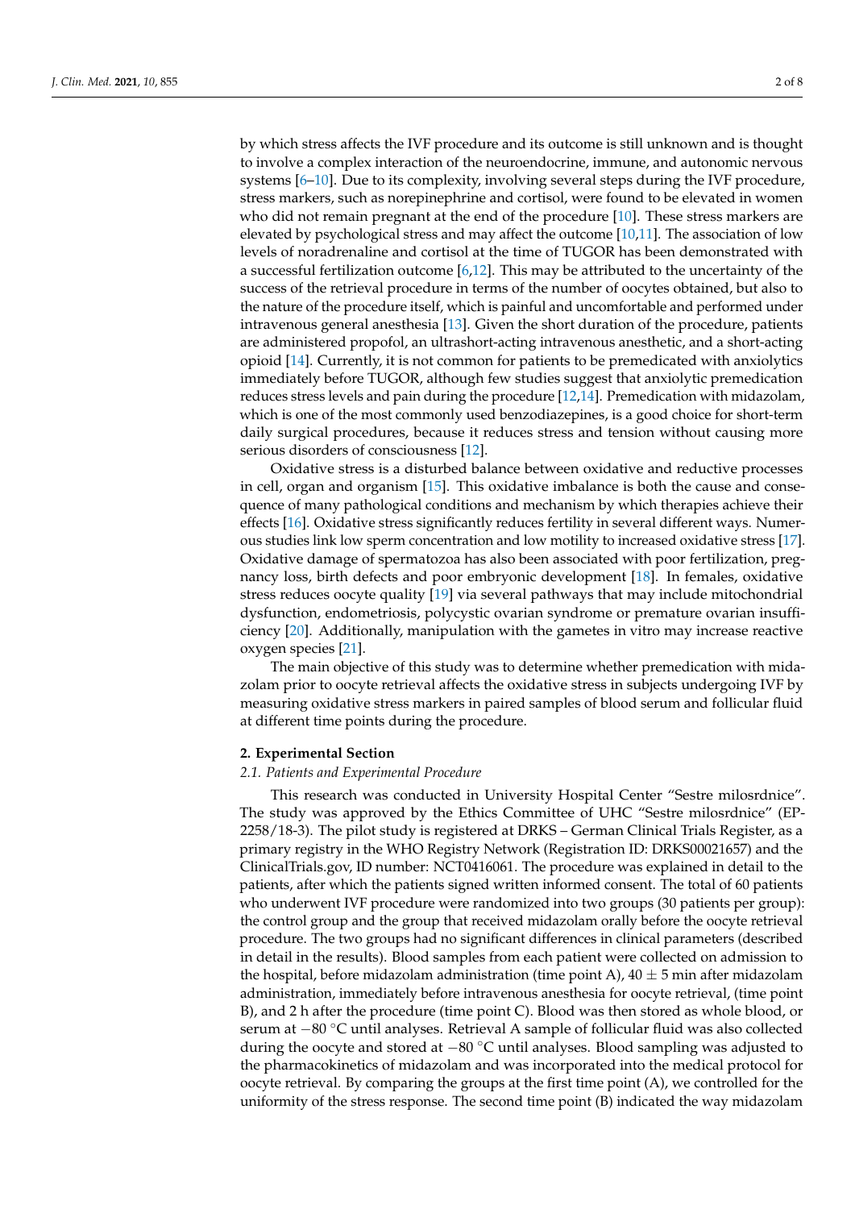by which stress affects the IVF procedure and its outcome is still unknown and is thought to involve a complex interaction of the neuroendocrine, immune, and autonomic nervous systems [6–10]. Due to its complexity, involving several steps during the IVF procedure, stress markers, such as norepinephrine and cortisol, were found to be elevated in women who did not remain pregnant at the end of the procedure [10]. These stress markers are elevated by psychological stress and may affect the outcome [10,11]. The association of low levels of noradrenaline and cortisol at the time of TUGOR has been demonstrated with a successful fertilization outcome [6,12]. This may be attributed to the uncertainty of the success of the retrieval procedure in terms of the number of oocytes obtained, but also to the nature of the procedure itself, which is painful and uncomfortable and performed under intravenous general anesthesia [13]. Given the short duration of the procedure, patients are administered propofol, an ultrashort-acting intravenous anesthetic, and a short-acting opioid [14]. Currently, it is not common for patients to be premedicated with anxiolytics immediately before TUGOR, although few studies suggest that anxiolytic premedication reduces stress levels and pain during the procedure [12,14]. Premedication with midazolam, which is one of the most commonly used benzodiazepines, is a good choice for short-term daily surgical procedures, because it reduces stress and tension without causing more serious disorders of consciousness [12].

Oxidative stress is a disturbed balance between oxidative and reductive processes in cell, organ and organism [15]. This oxidative imbalance is both the cause and consequence of many pathological conditions and mechanism by which therapies achieve their effects [16]. Oxidative stress significantly reduces fertility in several different ways. Numerous studies link low sperm concentration and low motility to increased oxidative stress [17]. Oxidative damage of spermatozoa has also been associated with poor fertilization, pregnancy loss, birth defects and poor embryonic development [18]. In females, oxidative stress reduces oocyte quality [19] via several pathways that may include mitochondrial dysfunction, endometriosis, polycystic ovarian syndrome or premature ovarian insufficiency [20]. Additionally, manipulation with the gametes in vitro may increase reactive oxygen species [21].

The main objective of this study was to determine whether premedication with midazolam prior to oocyte retrieval affects the oxidative stress in subjects undergoing IVF by measuring oxidative stress markers in paired samples of blood serum and follicular fluid at different time points during the procedure.

## 2. Experimental Section

### 2.1. Patients and Experimental Procedure

This research was conducted in University Hospital Center "Sestre milosrdnice". The study was approved by the Ethics Committee of UHC "Sestre milosrdnice" (EP-2258/18-3). The pilot study is registered at DRKS – German Clinical Trials Register, as a primary registry in the WHO Registry Network (Registration ID: DRKS00021657) and the ClinicalTrials.gov, ID number: NCT0416061. The procedure was explained in detail to the patients, after which the patients signed written informed consent. The total of 60 patients who underwent IVF procedure were randomized into two groups (30 patients per group): the control group and the group that received midazolam orally before the oocyte retrieval procedure. The two groups had no significant differences in clinical parameters (described in detail in the results). Blood samples from each patient were collected on admission to the hospital, before midazolam administration (time point A), 40 ± 5 min after midazolam administration, immediately before intravenous anesthesia for oocyte retrieval, (time point B), and 2 h after the procedure (time point C). Blood was then stored as whole blood, or serum at −80 °C until analyses. Retrieval A sample of follicular fluid was also collected during the oocyte and stored at −80 °C until analyses. Blood sampling was adjusted to the pharmacokinetics of midazolam and was incorporated into the medical protocol for oocyte retrieval. By comparing the groups at the first time point (A), we controlled for the uniformity of the stress response. The second time point (B) indicated the way midazolam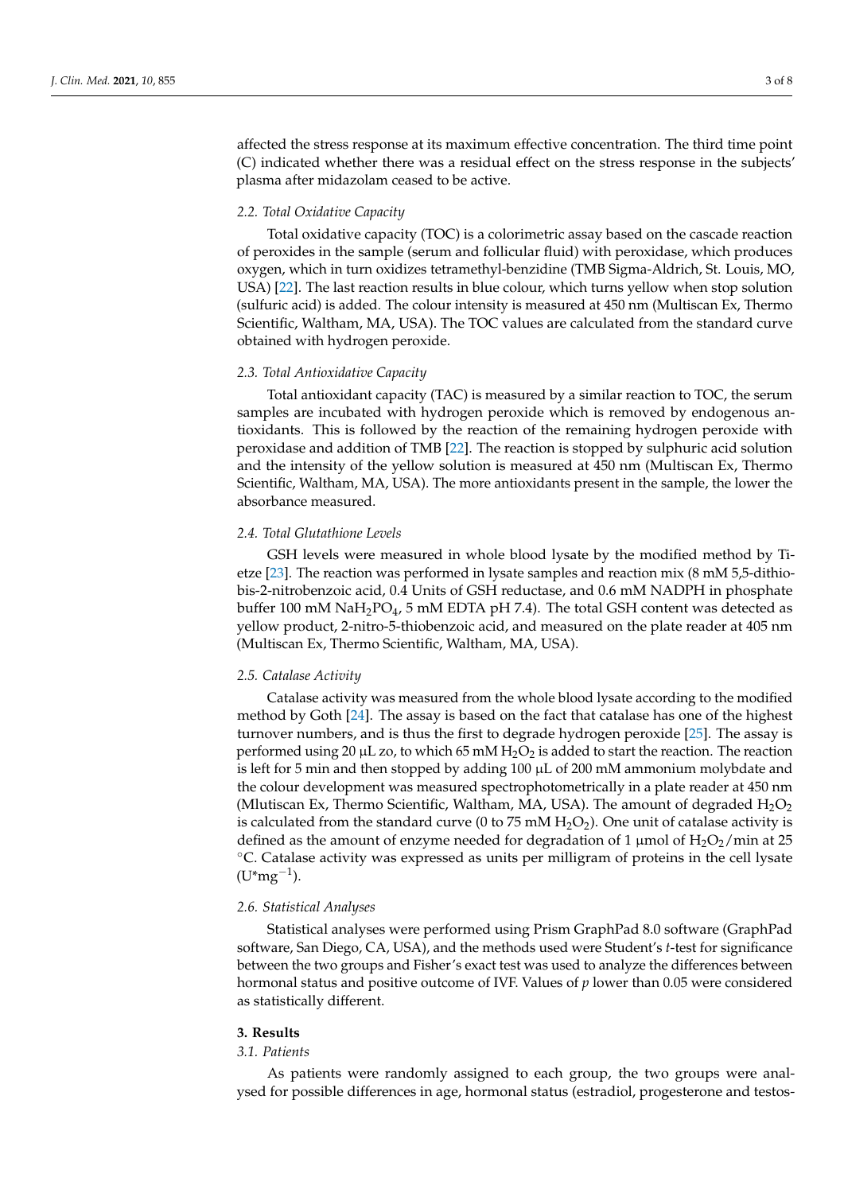affected the stress response at its maximum effective concentration. The third time point (C) indicated whether there was a residual effect on the stress response in the subjects' plasma after midazolam ceased to be active.

### 2.2. Total Oxidative Capacity

Total oxidative capacity (TOC) is a colorimetric assay based on the cascade reaction of peroxides in the sample (serum and follicular fluid) with peroxidase, which produces oxygen, which in turn oxidizes tetramethyl-benzidine (TMB Sigma-Aldrich, St. Louis, MO, USA) [22]. The last reaction results in blue colour, which turns yellow when stop solution (sulfuric acid) is added. The colour intensity is measured at 450 nm (Multiscan Ex, Thermo Scientific, Waltham, MA, USA). The TOC values are calculated from the standard curve obtained with hydrogen peroxide.

### 2.3. Total Antioxidative Capacity

Total antioxidant capacity (TAC) is measured by a similar reaction to TOC, the serum samples are incubated with hydrogen peroxide which is removed by endogenous antioxidants. This is followed by the reaction of the remaining hydrogen peroxide with peroxidase and addition of TMB [22]. The reaction is stopped by sulphuric acid solution and the intensity of the yellow solution is measured at 450 nm (Multiscan Ex, Thermo Scientific, Waltham, MA, USA). The more antioxidants present in the sample, the lower the absorbance measured.

### 2.4. Total Glutathione Levels

GSH levels were measured in whole blood lysate by the modified method by Tietze [23]. The reaction was performed in lysate samples and reaction mix (8 mM 5,5-dithio-bis-2-nitrobenzoic acid, 0.4 Units of GSH reductase, and 0.6 mM NADPH in phosphate buffer 100 mM $NaH_2PO_4$, 5 mM EDTA pH 7.4). The total GSH content was detected as yellow product, 2-nitro-5-thiobenzoic acid, and measured on the plate reader at 405 nm (Multiscan Ex, Thermo Scientific, Waltham, MA, USA).

### 2.5. Catalase Activity

Catalase activity was measured from the whole blood lysate according to the modified method by Goth [24]. The assay is based on the fact that catalase has one of the highest turnover numbers, and is thus the first to degrade hydrogen peroxide [25]. The assay is performed using 20 µL zo, to which 65 mM $H_2O_2$ is added to start the reaction. The reaction is left for 5 min and then stopped by adding 100 µL of 200 mM ammonium molybdate and the colour development was measured spectrophotometrically in a plate reader at 450 nm (Mlutiscan Ex, Thermo Scientific, Waltham, MA, USA). The amount of degraded $H_2O_2$ is calculated from the standard curve (0 to 75 mM $H_2O_2$). One unit of catalase activity is defined as the amount of enzyme needed for degradation of 1 µmol of $H_2O_2$/min at 25 °C. Catalase activity was expressed as units per milligram of proteins in the cell lysate ($U*mg^{-1}$).

### 2.6. Statistical Analyses

Statistical analyses were performed using Prism GraphPad 8.0 software (GraphPad software, San Diego, CA, USA), and the methods used were Student's *t*-test for significance between the two groups and Fisher's exact test was used to analyze the differences between hormonal status and positive outcome of IVF. Values of $p$ lower than 0.05 were considered as statistically different.

## 3. Results

### 3.1. Patients

As patients were randomly assigned to each group, the two groups were analysed for possible differences in age, hormonal status (estradiol, progesterone and testos-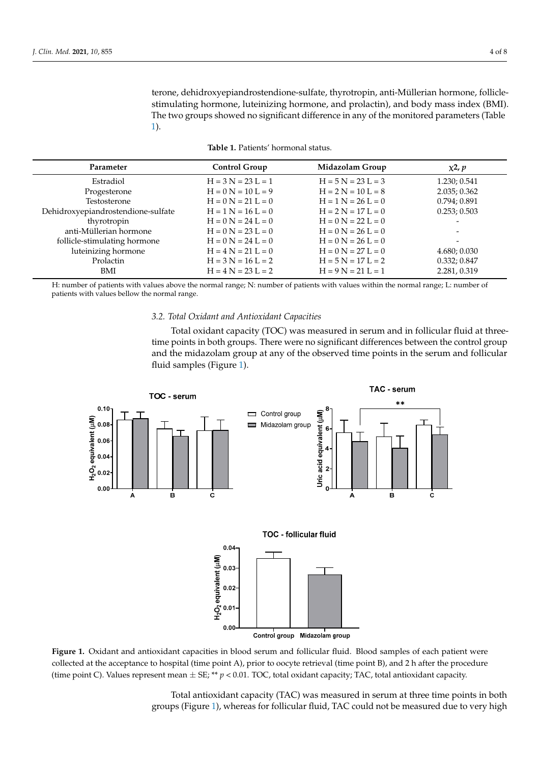terone, dehidroxyepiandrostendione-sulfate, thyrotropin, anti-Müllerian hormone, follicle-stimulating hormone, luteinizing hormone, and prolactin), and body mass index (BMI). The two groups showed no significant difference in any of the monitored parameters (Table 1).

**Table 1.** Patients' hormonal status.

| Parameter | Control Group | Midazolam Group | $\chi 2$, $p$ |
|---|---|---|---|
| Estradiol | H = 3 N = 23 L = 1 | H = 5 N = 23 L = 3 | 1.230; 0.541 |
| Progesterone | H = 0 N = 10 L = 9 | H = 2 N = 10 L = 8 | 2.035; 0.362 |
| Testosterone | H = 0 N = 21 L = 0 | H = 1 N = 26 L = 0 | 0.794; 0.891 |
| Dehidroxyepiandrostendione-sulfate | H = 1 N = 16 L = 0 | H = 2 N = 17 L = 0 | 0.253; 0.503 |
| thyrotropin | H = 0 N = 24 L = 0 | H = 0 N = 22 L = 0 | - |
| anti-Müllerian hormone | H = 0 N = 23 L = 0 | H = 0 N = 26 L = 0 | - |
| follicle-stimulating hormone | H = 0 N = 24 L = 0 | H = 0 N = 26 L = 0 | - |
| luteinizing hormone | H = 4 N = 21 L = 0 | H = 0 N = 27 L = 0 | 4.680; 0.030 |
| Prolactin | H = 3 N = 16 L = 2 | H = 5 N = 17 L = 2 | 0.332; 0.847 |
| BMI | H = 4 N = 23 L = 2 | H = 9 N = 21 L = 1 | 2.281, 0.319 |

H: number of patients with values above the normal range; N: number of patients with values within the normal range; L: number of patients with values bellow the normal range.

### *3.2. Total Oxidant and Antioxidant Capacities*

Total oxidant capacity (TOC) was measured in serum and in follicular fluid at three-time points in both groups. There were no significant differences between the control group and the midazolam group at any of the observed time points in the serum and follicular fluid samples (Figure 1).

**Figure 1.** Oxidant and antioxidant capacities in blood serum and follicular fluid. Blood samples of each patient were collected at the acceptance to hospital (time point A), prior to oocyte retrieval (time point B), and 2 h after the procedure (time point C). Values represent mean ± SE; ** $p < 0.01$. TOC, total oxidant capacity; TAC, total antioxidant capacity.

Total antioxidant capacity (TAC) was measured in serum at three time points in both groups (Figure 1), whereas for follicular fluid, TAC could not be measured due to very high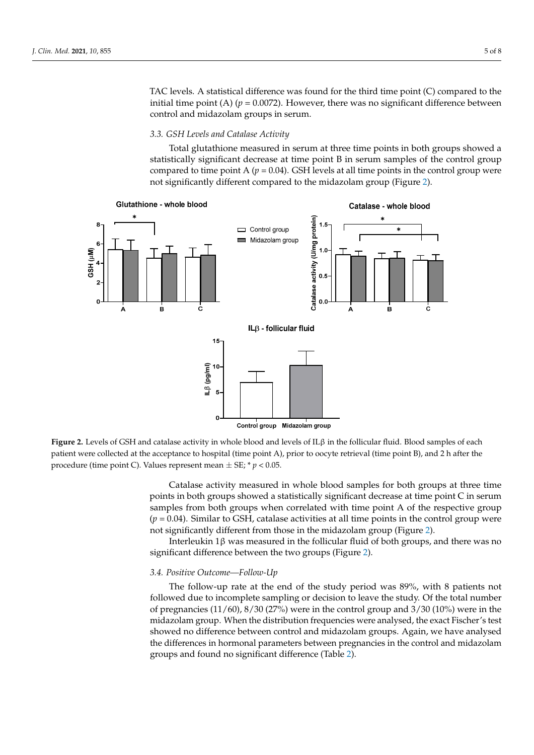TAC levels. A statistical difference was found for the third time point (C) compared to the initial time point (A) ($p = 0.0072$). However, there was no significant difference between control and midazolam groups in serum.

### 3.3. GSH Levels and Catalase Activity

Total glutathione measured in serum at three time points in both groups showed a statistically significant decrease at time point B in serum samples of the control group compared to time point A ($p = 0.04$). GSH levels at all time points in the control group were not significantly different compared to the midazolam group (Figure 2).

**Figure 2.** Levels of GSH and catalase activity in whole blood and levels of ILβ in the follicular fluid. Blood samples of each patient were collected at the acceptance to hospital (time point A), prior to oocyte retrieval (time point B), and 2 h after the procedure (time point C). Values represent mean ± SE; * $p < 0.05$.

Catalase activity measured in whole blood samples for both groups at three time points in both groups showed a statistically significant decrease at time point C in serum samples from both groups when correlated with time point A of the respective group ($p = 0.04$). Similar to GSH, catalase activities at all time points in the control group were not significantly different from those in the midazolam group (Figure 2).

Interleukin 1β was measured in the follicular fluid of both groups, and there was no significant difference between the two groups (Figure 2).

### 3.4. Positive Outcome—Follow-Up

The follow-up rate at the end of the study period was 89%, with 8 patients not followed due to incomplete sampling or decision to leave the study. Of the total number of pregnancies (11/60), 8/30 (27%) were in the control group and 3/30 (10%) were in the midazolam group. When the distribution frequencies were analysed, the exact Fischer's test showed no difference between control and midazolam groups. Again, we have analysed the differences in hormonal parameters between pregnancies in the control and midazolam groups and found no significant difference (Table 2).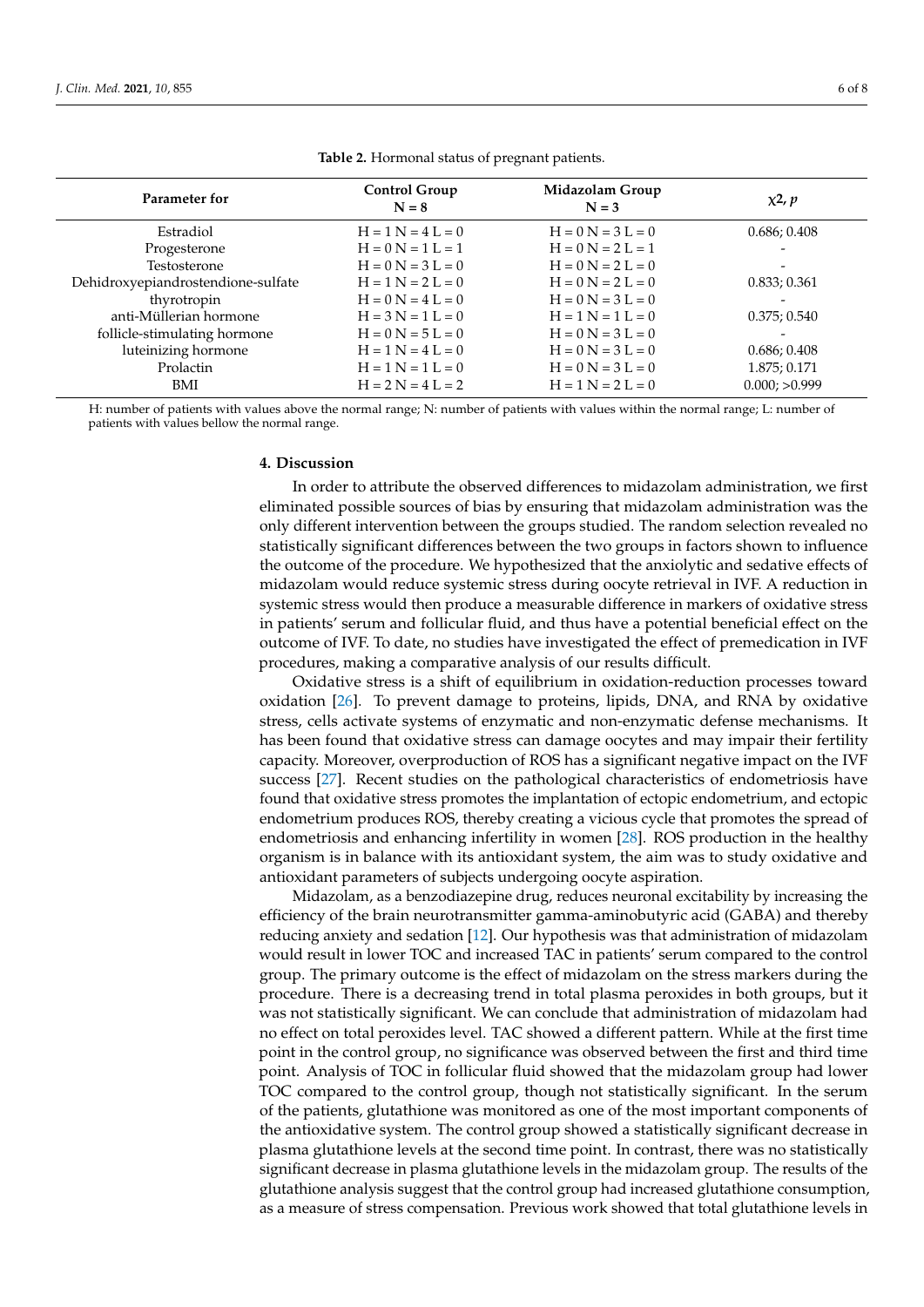**Table 2.** Hormonal status of pregnant patients.

| Parameter for | Control Group N = 8 | Midazolam Group N = 3 | $\chi 2$, $p$ |
|---|---|---|---|
| Estradiol | H = 1 N = 4 L = 0 | H = 0 N = 3 L = 0 | 0.686; 0.408 |
| Progesterone | H = 0 N = 1 L = 1 | H = 0 N = 2 L = 1 | - |
| Testosterone | H = 0 N = 3 L = 0 | H = 0 N = 2 L = 0 | - |
| Dehidroxyepiandrostendione-sulfate | H = 1 N = 2 L = 0 | H = 0 N = 2 L = 0 | 0.833; 0.361 |
| thyrotropin | H = 0 N = 4 L = 0 | H = 0 N = 3 L = 0 | - |
| anti-Müllerian hormone | H = 3 N = 1 L = 0 | H = 1 N = 1 L = 0 | 0.375; 0.540 |
| follicle-stimulating hormone | H = 0 N = 5 L = 0 | H = 0 N = 3 L = 0 | - |
| luteinizing hormone | H = 1 N = 4 L = 0 | H = 0 N = 3 L = 0 | 0.686; 0.408 |
| Prolactin | H = 1 N = 1 L = 0 | H = 0 N = 3 L = 0 | 1.875; 0.171 |
| BMI | H = 2 N = 4 L = 2 | H = 1 N = 2 L = 0 | 0.000; >0.999 |

H: number of patients with values above the normal range; N: number of patients with values within the normal range; L: number of patients with values bellow the normal range.

## 4. Discussion

In order to attribute the observed differences to midazolam administration, we first eliminated possible sources of bias by ensuring that midazolam administration was the only different intervention between the groups studied. The random selection revealed no statistically significant differences between the two groups in factors shown to influence the outcome of the procedure. We hypothesized that the anxiolytic and sedative effects of midazolam would reduce systemic stress during oocyte retrieval in IVF. A reduction in systemic stress would then produce a measurable difference in markers of oxidative stress in patients' serum and follicular fluid, and thus have a potential beneficial effect on the outcome of IVF. To date, no studies have investigated the effect of premedication in IVF procedures, making a comparative analysis of our results difficult.

Oxidative stress is a shift of equilibrium in oxidation-reduction processes toward oxidation [26]. To prevent damage to proteins, lipids, DNA, and RNA by oxidative stress, cells activate systems of enzymatic and non-enzymatic defense mechanisms. It has been found that oxidative stress can damage oocytes and may impair their fertility capacity. Moreover, overproduction of ROS has a significant negative impact on the IVF success [27]. Recent studies on the pathological characteristics of endometriosis have found that oxidative stress promotes the implantation of ectopic endometrium, and ectopic endometrium produces ROS, thereby creating a vicious cycle that promotes the spread of endometriosis and enhancing infertility in women [28]. ROS production in the healthy organism is in balance with its antioxidant system, the aim was to study oxidative and antioxidant parameters of subjects undergoing oocyte aspiration.

Midazolam, as a benzodiazepine drug, reduces neuronal excitability by increasing the efficiency of the brain neurotransmitter gamma-aminobutyric acid (GABA) and thereby reducing anxiety and sedation [12]. Our hypothesis was that administration of midazolam would result in lower TOC and increased TAC in patients' serum compared to the control group. The primary outcome is the effect of midazolam on the stress markers during the procedure. There is a decreasing trend in total plasma peroxides in both groups, but it was not statistically significant. We can conclude that administration of midazolam had no effect on total peroxides level. TAC showed a different pattern. While at the first time point in the control group, no significance was observed between the first and third time point. Analysis of TOC in follicular fluid showed that the midazolam group had lower TOC compared to the control group, though not statistically significant. In the serum of the patients, glutathione was monitored as one of the most important components of the antioxidative system. The control group showed a statistically significant decrease in plasma glutathione levels at the second time point. In contrast, there was no statistically significant decrease in plasma glutathione levels in the midazolam group. The results of the glutathione analysis suggest that the control group had increased glutathione consumption, as a measure of stress compensation. Previous work showed that total glutathione levels in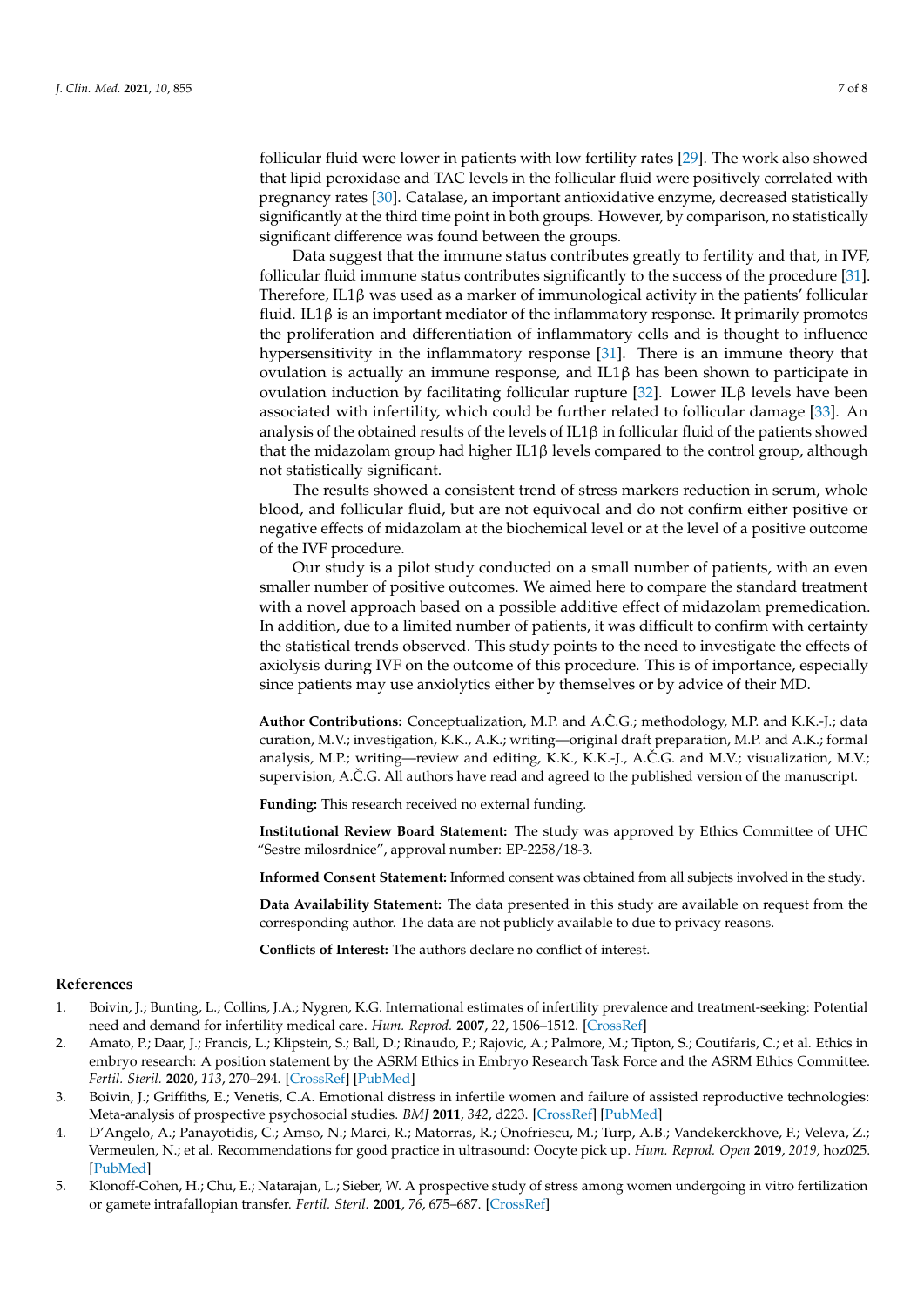follicular fluid were lower in patients with low fertility rates [29]. The work also showed that lipid peroxidase and TAC levels in the follicular fluid were positively correlated with pregnancy rates [30]. Catalase, an important antioxidative enzyme, decreased statistically significantly at the third time point in both groups. However, by comparison, no statistically significant difference was found between the groups.

Data suggest that the immune status contributes greatly to fertility and that, in IVF, follicular fluid immune status contributes significantly to the success of the procedure [31]. Therefore, IL1β was used as a marker of immunological activity in the patients' follicular fluid. IL1β is an important mediator of the inflammatory response. It primarily promotes the proliferation and differentiation of inflammatory cells and is thought to influence hypersensitivity in the inflammatory response [31]. There is an immune theory that ovulation is actually an immune response, and IL1β has been shown to participate in ovulation induction by facilitating follicular rupture [32]. Lower ILβ levels have been associated with infertility, which could be further related to follicular damage [33]. An analysis of the obtained results of the levels of IL1β in follicular fluid of the patients showed that the midazolam group had higher IL1β levels compared to the control group, although not statistically significant.

The results showed a consistent trend of stress markers reduction in serum, whole blood, and follicular fluid, but are not equivocal and do not confirm either positive or negative effects of midazolam at the biochemical level or at the level of a positive outcome of the IVF procedure.

Our study is a pilot study conducted on a small number of patients, with an even smaller number of positive outcomes. We aimed here to compare the standard treatment with a novel approach based on a possible additive effect of midazolam premedication. In addition, due to a limited number of patients, it was difficult to confirm with certainty the statistical trends observed. This study points to the need to investigate the effects of axiolysis during IVF on the outcome of this procedure. This is of importance, especially since patients may use anxiolytics either by themselves or by advice of their MD.

**Author Contributions:** Conceptualization, M.P. and A.Č.G.; methodology, M.P. and K.K.-J.; data curation, M.V.; investigation, K.K., A.K.; writing—original draft preparation, M.P. and A.K.; formal analysis, M.P.; writing—review and editing, K.K., K.K.-J., A.Č.G. and M.V.; visualization, M.V.; supervision, A.Č.G. All authors have read and agreed to the published version of the manuscript.

**Funding:** This research received no external funding.

**Institutional Review Board Statement:** The study was approved by Ethics Committee of UHC "Sestre milosrdnice", approval number: EP-2258/18-3.

**Informed Consent Statement:** Informed consent was obtained from all subjects involved in the study.

**Data Availability Statement:** The data presented in this study are available on request from the corresponding author. The data are not publicly available to due to privacy reasons.

**Conflicts of Interest:** The authors declare no conflict of interest.

## References

1. Boivin, J.; Bunting, L.; Collins, J.A.; Nygren, K.G. International estimates of infertility prevalence and treatment-seeking: Potential need and demand for infertility medical care. *Hum. Reprod.* **2007**, *22*, 1506–1512. [CrossRef]
2. Amato, P.; Daar, J.; Francis, L.; Klipstein, S.; Ball, D.; Rinaudo, P.; Rajovic, A.; Palmore, M.; Tipton, S.; Coutifaris, C.; et al. Ethics in embryo research: A position statement by the ASRM Ethics in Embryo Research Task Force and the ASRM Ethics Committee. *Fertil. Steril.* **2020**, *113*, 270–294. [CrossRef] [PubMed]
3. Boivin, J.; Griffiths, E.; Venetis, C.A. Emotional distress in infertile women and failure of assisted reproductive technologies: Meta-analysis of prospective psychosocial studies. *BMJ* **2011**, *342*, d223. [CrossRef] [PubMed]
4. D'Angelo, A.; Panayotidis, C.; Amso, N.; Marci, R.; Matorras, R.; Onofriescu, M.; Turp, A.B.; Vandekerckhove, F.; Veleva, Z.; Vermeulen, N.; et al. Recommendations for good practice in ultrasound: Oocyte pick up. *Hum. Reprod. Open* **2019**, *2019*, hoz025. [PubMed]
5. Klonoff-Cohen, H.; Chu, E.; Natarajan, L.; Sieber, W. A prospective study of stress among women undergoing in vitro fertilization or gamete intrafallopian transfer. *Fertil. Steril.* **2001**, *76*, 675–687. [CrossRef]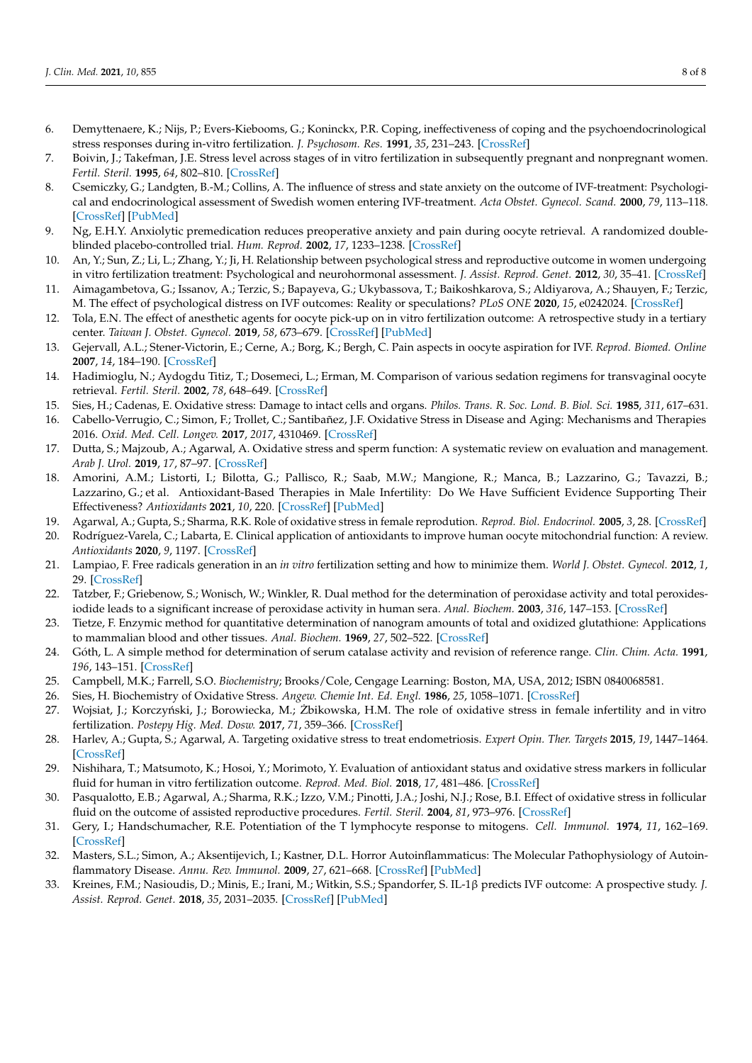6. Demyttenaere, K.; Nijs, P.; Evers-Kiebooms, G.; Koninckx, P.R. Coping, ineffectiveness of coping and the psychoendocrinological stress responses during in-vitro fertilization. *J. Psychosom. Res.* **1991**, *35*, 231–243. [CrossRef]
7. Boivin, J.; Takefman, J.E. Stress level across stages of in vitro fertilization in subsequently pregnant and nonpregnant women. *Fertil. Steril.* **1995**, *64*, 802–810. [CrossRef]
8. Csemiczky, G.; Landgten, B.-M.; Collins, A. The influence of stress and state anxiety on the outcome of IVF-treatment: Psychological and endocrinological assessment of Swedish women entering IVF-treatment. *Acta Obstet. Gynecol. Scand.* **2000**, *79*, 113–118. [CrossRef] [PubMed]
9. Ng, E.H.Y. Anxiolytic premedication reduces preoperative anxiety and pain during oocyte retrieval. A randomized double-blinded placebo-controlled trial. *Hum. Reprod.* **2002**, *17*, 1233–1238. [CrossRef]
10. An, Y.; Sun, Z.; Li, L.; Zhang, Y.; Ji, H. Relationship between psychological stress and reproductive outcome in women undergoing in vitro fertilization treatment: Psychological and neurohormonal assessment. *J. Assist. Reprod. Genet.* **2012**, *30*, 35–41. [CrossRef]
11. Aimagambetova, G.; Issanov, A.; Terzic, S.; Bapayeva, G.; Ukybassova, T.; Baikoshkarova, S.; Aldiyarova, A.; Shauyen, F.; Terzic, M. The effect of psychological distress on IVF outcomes: Reality or speculations? *PLoS ONE* **2020**, *15*, e0242024. [CrossRef]
12. Tola, E.N. The effect of anesthetic agents for oocyte pick-up on in vitro fertilization outcome: A retrospective study in a tertiary center. *Taiwan J. Obstet. Gynecol.* **2019**, *58*, 673–679. [CrossRef] [PubMed]
13. Gejervall, A.L.; Stener-Victorin, E.; Cerne, A.; Borg, K.; Bergh, C. Pain aspects in oocyte aspiration for IVF. *Reprod. Biomed. Online* **2007**, *14*, 184–190. [CrossRef]
14. Hadimioglu, N.; Aydogdu Titiz, T.; Dosemeci, L.; Erman, M. Comparison of various sedation regimens for transvaginal oocyte retrieval. *Fertil. Steril.* **2002**, *78*, 648–649. [CrossRef]
15. Sies, H.; Cadenas, E. Oxidative stress: Damage to intact cells and organs. *Philos. Trans. R. Soc. Lond. B. Biol. Sci.* **1985**, *311*, 617–631.
16. Cabello-Verrugio, C.; Simon, F.; Trollet, C.; Santibañez, J.F. Oxidative Stress in Disease and Aging: Mechanisms and Therapies 2016. *Oxid. Med. Cell. Longev.* **2017**, *2017*, 4310469. [CrossRef]
17. Dutta, S.; Majzoub, A.; Agarwal, A. Oxidative stress and sperm function: A systematic review on evaluation and management. *Arab J. Urol.* **2019**, *17*, 87–97. [CrossRef]
18. Amorini, A.M.; Listorti, I.; Bilotta, G.; Pallisco, R.; Saab, M.W.; Mangione, R.; Manca, B.; Lazzarino, G.; Tavazzi, B.; Lazzarino, G.; et al. Antioxidant-Based Therapies in Male Infertility: Do We Have Sufficient Evidence Supporting Their Effectiveness? *Antioxidants* **2021**, *10*, 220. [CrossRef] [PubMed]
19. Agarwal, A.; Gupta, S.; Sharma, R.K. Role of oxidative stress in female reproduction. *Reprod. Biol. Endocrinol.* **2005**, *3*, 28. [CrossRef]
20. Rodríguez-Varela, C.; Labarta, E. Clinical application of antioxidants to improve human oocyte mitochondrial function: A review. *Antioxidants* **2020**, *9*, 1197. [CrossRef]
21. Lampiao, F. Free radicals generation in an *in vitro* fertilization setting and how to minimize them. *World J. Obstet. Gynecol.* **2012**, *1*, 29. [CrossRef]
22. Tatzber, F.; Griebenow, S.; Wonisch, W.; Winkler, R. Dual method for the determination of peroxidase activity and total peroxides-iodide leads to a significant increase of peroxidase activity in human sera. *Anal. Biochem.* **2003**, *316*, 147–153. [CrossRef]
23. Tietze, F. Enzymic method for quantitative determination of nanogram amounts of total and oxidized glutathione: Applications to mammalian blood and other tissues. *Anal. Biochem.* **1969**, *27*, 502–522. [CrossRef]
24. Góth, L. A simple method for determination of serum catalase activity and revision of reference range. *Clin. Chim. Acta.* **1991**, *196*, 143–151. [CrossRef]
25. Campbell, M.K.; Farrell, S.O. *Biochemistry*; Brooks/Cole, Cengage Learning: Boston, MA, USA, 2012; ISBN 0840068581.
26. Sies, H. Biochemistry of Oxidative Stress. *Angew. Chemie Int. Ed. Engl.* **1986**, *25*, 1058–1071. [CrossRef]
27. Wojsiat, J.; Korczyński, J.; Borowiecka, M.; Żbikowska, H.M. The role of oxidative stress in female infertility and in vitro fertilization. *Postepy Hig. Med. Dosw.* **2017**, *71*, 359–366. [CrossRef]
28. Harlev, A.; Gupta, S.; Agarwal, A. Targeting oxidative stress to treat endometriosis. *Expert Opin. Ther. Targets* **2015**, *19*, 1447–1464. [CrossRef]
29. Nishihara, T.; Matsumoto, K.; Hosoi, Y.; Morimoto, Y. Evaluation of antioxidant status and oxidative stress markers in follicular fluid for human in vitro fertilization outcome. *Reprod. Med. Biol.* **2018**, *17*, 481–486. [CrossRef]
30. Pasqualotto, E.B.; Agarwal, A.; Sharma, R.K.; Izzo, V.M.; Pinotti, J.A.; Joshi, N.J.; Rose, B.I. Effect of oxidative stress in follicular fluid on the outcome of assisted reproductive procedures. *Fertil. Steril.* **2004**, *81*, 973–976. [CrossRef]
31. Gery, I.; Handschumacher, R.E. Potentiation of the T lymphocyte response to mitogens. *Cell. Immunol.* **1974**, *11*, 162–169. [CrossRef]
32. Masters, S.L.; Simon, A.; Aksentijevich, I.; Kastner, D.L. Horror Autoinflammaticus: The Molecular Pathophysiology of Autoinflammatory Disease. *Annu. Rev. Immunol.* **2009**, *27*, 621–668. [CrossRef] [PubMed]
33. Kreines, F.M.; Nasioudis, D.; Minis, E.; Irani, M.; Witkin, S.S.; Spandorfer, S. IL-1β predicts IVF outcome: A prospective study. *J. Assist. Reprod. Genet.* **2018**, *35*, 2031–2035. [CrossRef] [PubMed]